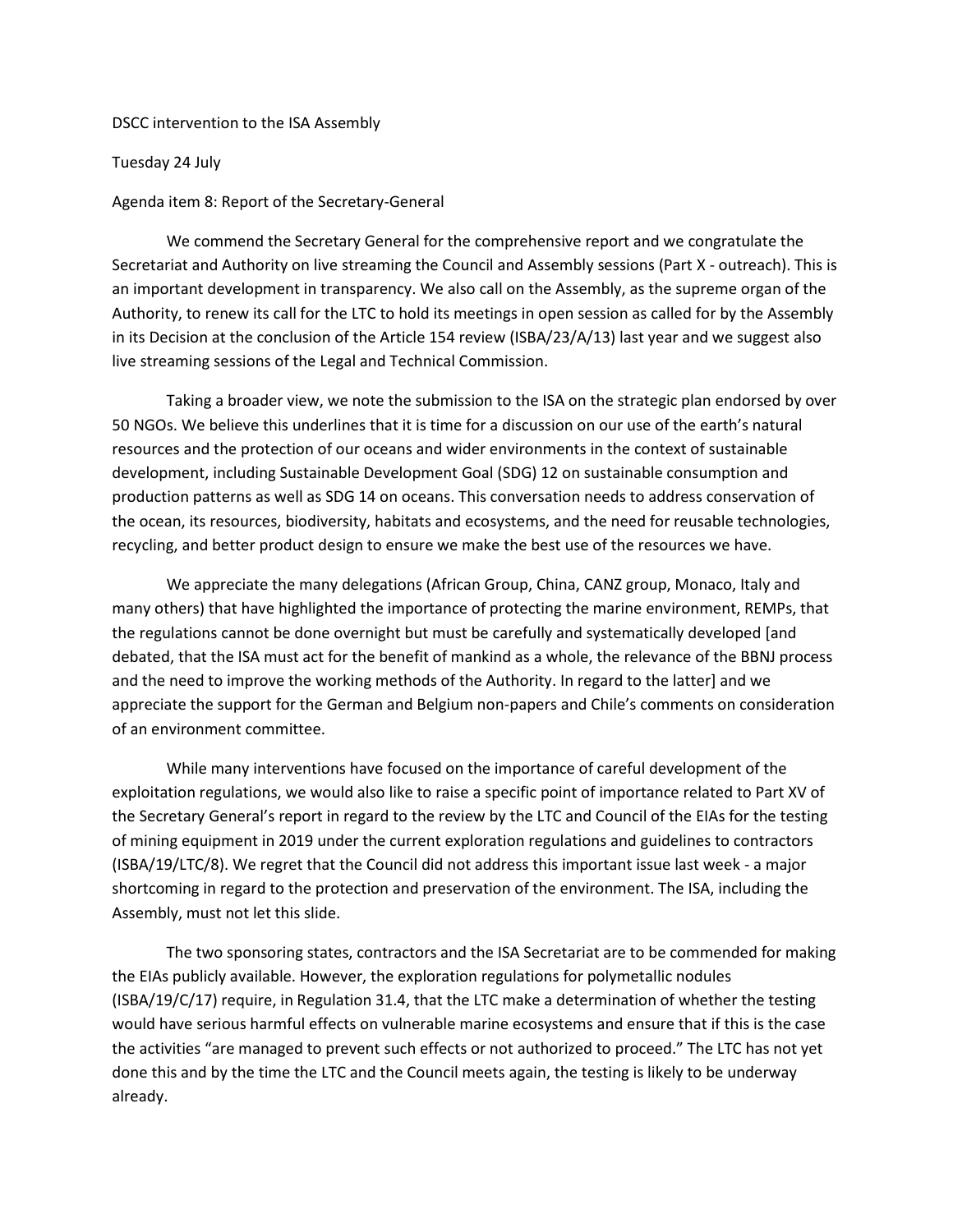DSCC intervention to the ISA Assembly

Tuesday 24 July

Agenda item 8: Report of the Secretary-General

We commend the Secretary General for the comprehensive report and we congratulate the Secretariat and Authority on live streaming the Council and Assembly sessions (Part X - outreach). This is an important development in transparency. We also call on the Assembly, as the supreme organ of the Authority, to renew its call for the LTC to hold its meetings in open session as called for by the Assembly in its Decision at the conclusion of the Article 154 review (ISBA/23/A/13) last year and we suggest also live streaming sessions of the Legal and Technical Commission.

Taking a broader view, we note the submission to the ISA on the strategic plan endorsed by over 50 NGOs. We believe this underlines that it is time for a discussion on our use of the earth's natural resources and the protection of our oceans and wider environments in the context of sustainable development, including Sustainable Development Goal (SDG) 12 on sustainable consumption and production patterns as well as SDG 14 on oceans. This conversation needs to address conservation of the ocean, its resources, biodiversity, habitats and ecosystems, and the need for reusable technologies, recycling, and better product design to ensure we make the best use of the resources we have.

We appreciate the many delegations (African Group, China, CANZ group, Monaco, Italy and many others) that have highlighted the importance of protecting the marine environment, REMPs, that the regulations cannot be done overnight but must be carefully and systematically developed [and debated, that the ISA must act for the benefit of mankind as a whole, the relevance of the BBNJ process and the need to improve the working methods of the Authority. In regard to the latter] and we appreciate the support for the German and Belgium non-papers and Chile's comments on consideration of an environment committee.

While many interventions have focused on the importance of careful development of the exploitation regulations, we would also like to raise a specific point of importance related to Part XV of the Secretary General's report in regard to the review by the LTC and Council of the EIAs for the testing of mining equipment in 2019 under the current exploration regulations and guidelines to contractors (ISBA/19/LTC/8). We regret that the Council did not address this important issue last week - a major shortcoming in regard to the protection and preservation of the environment. The ISA, including the Assembly, must not let this slide.

The two sponsoring states, contractors and the ISA Secretariat are to be commended for making the EIAs publicly available. However, the exploration regulations for polymetallic nodules (ISBA/19/C/17) require, in Regulation 31.4, that the LTC make a determination of whether the testing would have serious harmful effects on vulnerable marine ecosystems and ensure that if this is the case the activities "are managed to prevent such effects or not authorized to proceed." The LTC has not yet done this and by the time the LTC and the Council meets again, the testing is likely to be underway already.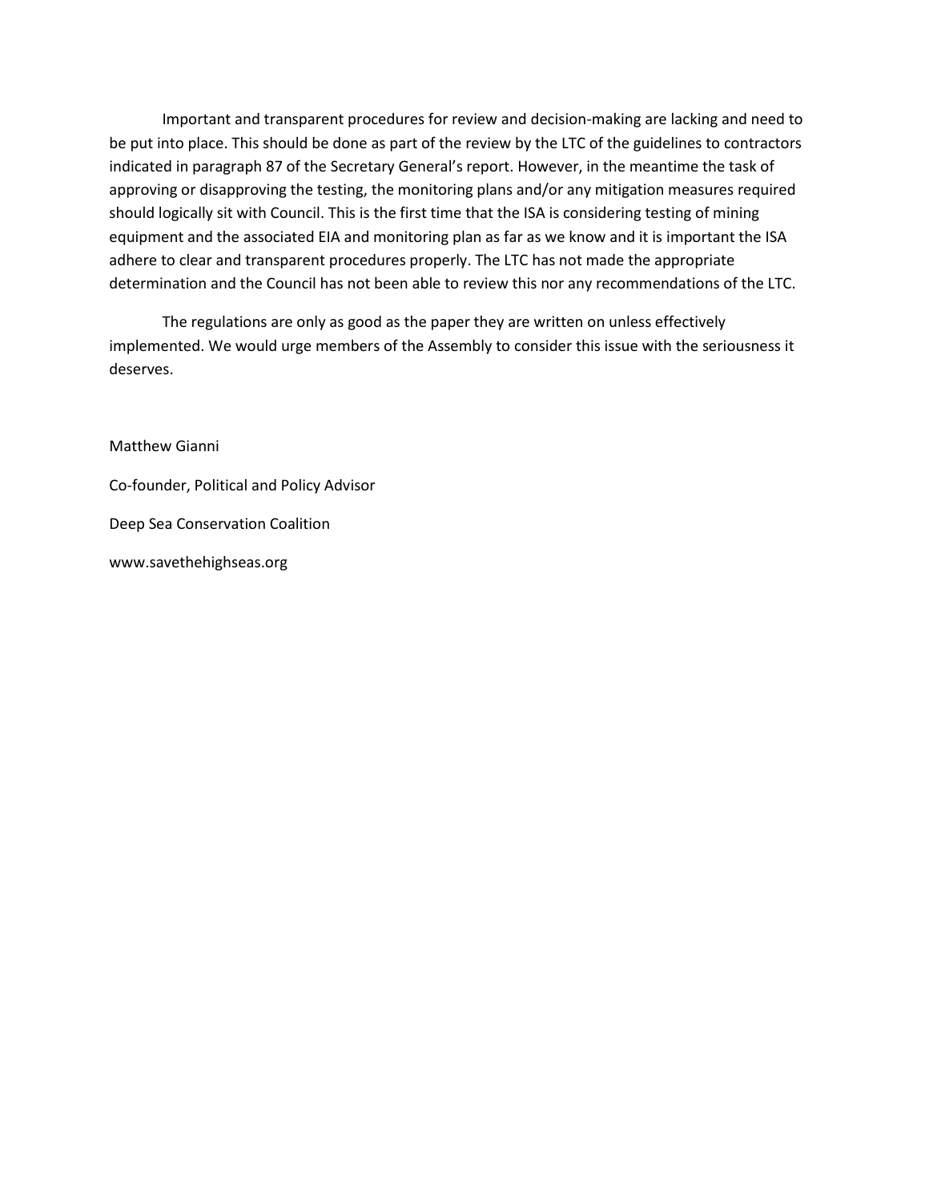Important and transparent procedures for review and decision-making are lacking and need to be put into place. This should be done as part of the review by the LTC of the guidelines to contractors indicated in paragraph 87 of the Secretary General's report. However, in the meantime the task of approving or disapproving the testing, the monitoring plans and/or any mitigation measures required should logically sit with Council. This is the first time that the ISA is considering testing of mining equipment and the associated EIA and monitoring plan as far as we know and it is important the ISA adhere to clear and transparent procedures properly. The LTC has not made the appropriate determination and the Council has not been able to review this nor any recommendations of the LTC.

The regulations are only as good as the paper they are written on unless effectively implemented. We would urge members of the Assembly to consider this issue with the seriousness it deserves.

Matthew Gianni

Co-founder, Political and Policy Advisor

Deep Sea Conservation Coalition

www.savethehighseas.org